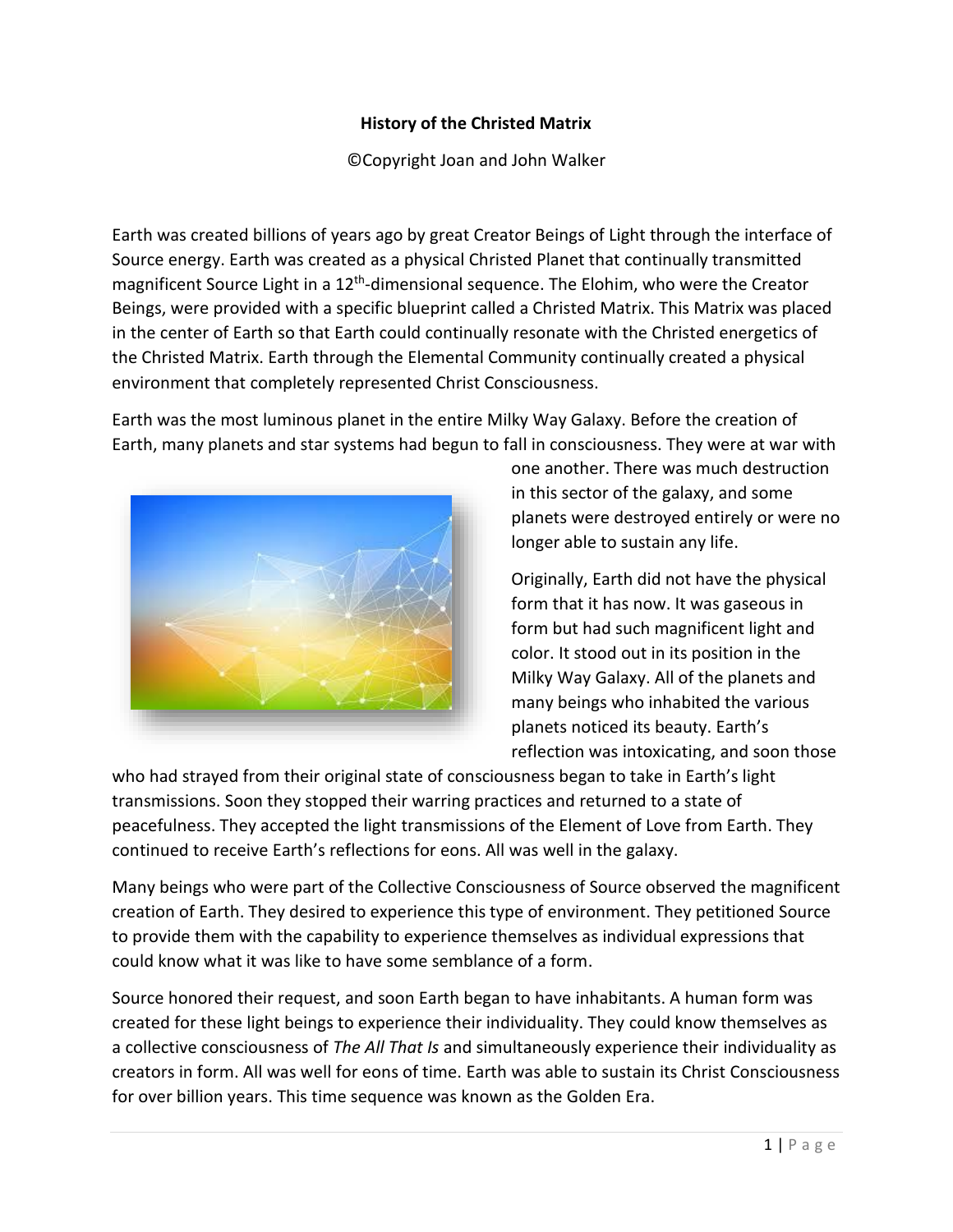**History of the Christed Matrix**

©Copyright Joan and John Walker

Earth was created billions of years ago by great Creator Beings of Light through the interface of Source energy. Earth was created as a physical Christed Planet that continually transmitted magnificent Source Light in a 12th-dimensional sequence. The Elohim, who were the Creator Beings, were provided with a specific blueprint called a Christed Matrix. This Matrix was placed in the center of Earth so that Earth could continually resonate with the Christed energetics of the Christed Matrix. Earth through the Elemental Community continually created a physical environment that completely represented Christ Consciousness.

Earth was the most luminous planet in the entire Milky Way Galaxy. Before the creation of Earth, many planets and star systems had begun to fall in consciousness. They were at war with one another. There was much destruction in this sector of the galaxy, and some planets were destroyed entirely or were no longer able to sustain any life.

Originally, Earth did not have the physical form that it has now. It was gaseous in form but had such magnificent light and color. It stood out in its position in the Milky Way Galaxy. All of the planets and many beings who inhabited the various planets noticed its beauty. Earth's reflection was intoxicating, and soon those who had strayed from their original state of consciousness began to take in Earth's light transmissions. Soon they stopped their warring practices and returned to a state of peacefulness. They accepted the light transmissions of the Element of Love from Earth. They continued to receive Earth's reflections for eons. All was well in the galaxy.

Many beings who were part of the Collective Consciousness of Source observed the magnificent creation of Earth. They desired to experience this type of environment. They petitioned Source to provide them with the capability to experience themselves as individual expressions that could know what it was like to have some semblance of a form.

Source honored their request, and soon Earth began to have inhabitants. A human form was created for these light beings to experience their individuality. They could know themselves as a collective consciousness of *The All That Is* and simultaneously experience their individuality as creators in form. All was well for eons of time. Earth was able to sustain its Christ Consciousness for over billion years. This time sequence was known as the Golden Era.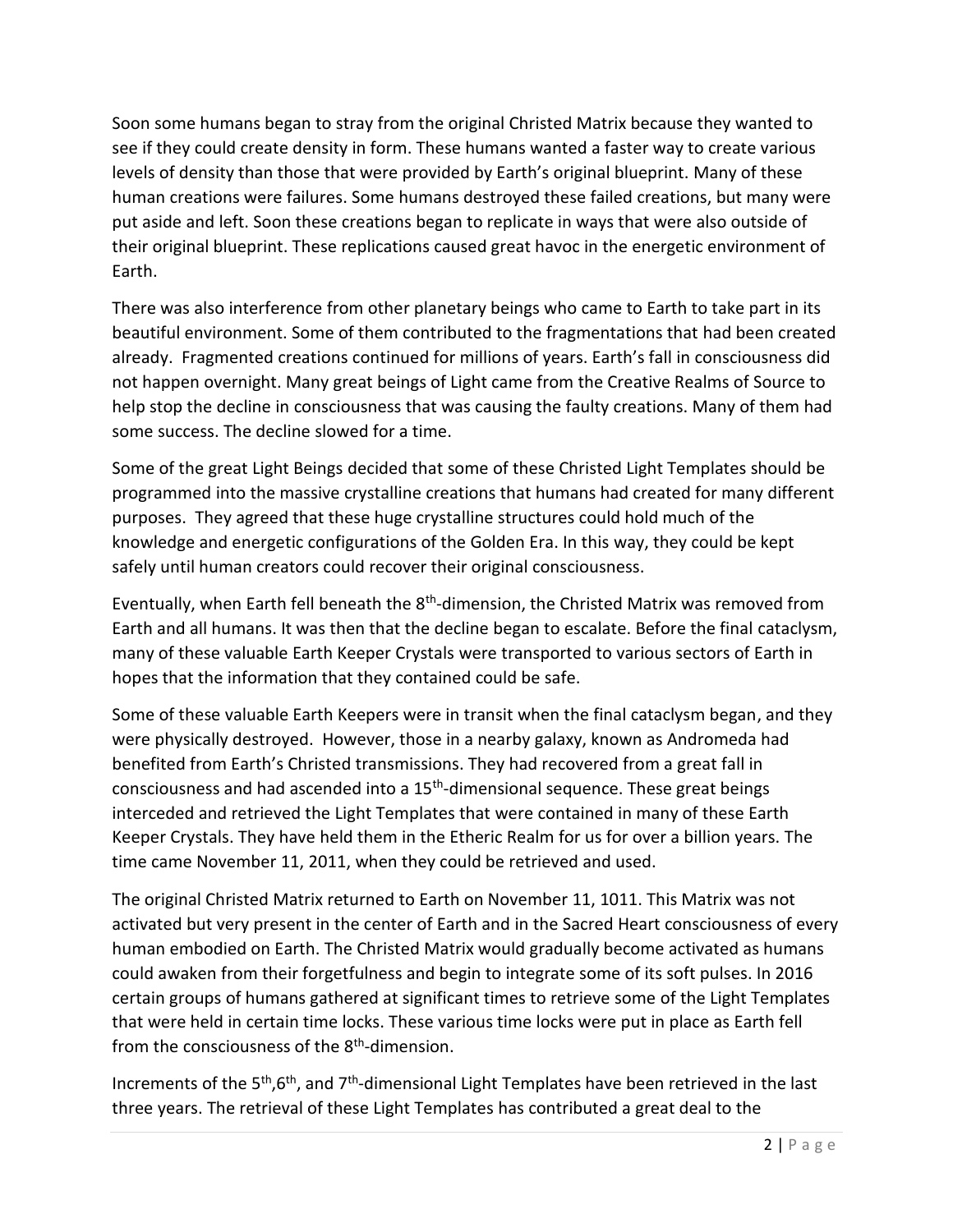Soon some humans began to stray from the original Christed Matrix because they wanted to see if they could create density in form. These humans wanted a faster way to create various levels of density than those that were provided by Earth's original blueprint. Many of these human creations were failures. Some humans destroyed these failed creations, but many were put aside and left. Soon these creations began to replicate in ways that were also outside of their original blueprint. These replications caused great havoc in the energetic environment of Earth.

There was also interference from other planetary beings who came to Earth to take part in its beautiful environment. Some of them contributed to the fragmentations that had been created already. Fragmented creations continued for millions of years. Earth's fall in consciousness did not happen overnight. Many great beings of Light came from the Creative Realms of Source to help stop the decline in consciousness that was causing the faulty creations. Many of them had some success. The decline slowed for a time.

Some of the great Light Beings decided that some of these Christed Light Templates should be programmed into the massive crystalline creations that humans had created for many different purposes. They agreed that these huge crystalline structures could hold much of the knowledge and energetic configurations of the Golden Era. In this way, they could be kept safely until human creators could recover their original consciousness.

Eventually, when Earth fell beneath the 8th-dimension, the Christed Matrix was removed from Earth and all humans. It was then that the decline began to escalate. Before the final cataclysm, many of these valuable Earth Keeper Crystals were transported to various sectors of Earth in hopes that the information that they contained could be safe.

Some of these valuable Earth Keepers were in transit when the final cataclysm began, and they were physically destroyed. However, those in a nearby galaxy, known as Andromeda had benefited from Earth's Christed transmissions. They had recovered from a great fall in consciousness and had ascended into a 15th-dimensional sequence. These great beings interceded and retrieved the Light Templates that were contained in many of these Earth Keeper Crystals. They have held them in the Etheric Realm for us for over a billion years. The time came November 11, 2011, when they could be retrieved and used.

The original Christed Matrix returned to Earth on November 11, 1011. This Matrix was not activated but very present in the center of Earth and in the Sacred Heart consciousness of every human embodied on Earth. The Christed Matrix would gradually become activated as humans could awaken from their forgetfulness and begin to integrate some of its soft pulses. In 2016 certain groups of humans gathered at significant times to retrieve some of the Light Templates that were held in certain time locks. These various time locks were put in place as Earth fell from the consciousness of the 8th-dimension.

Increments of the 5th,6th, and 7th-dimensional Light Templates have been retrieved in the last three years. The retrieval of these Light Templates has contributed a great deal to the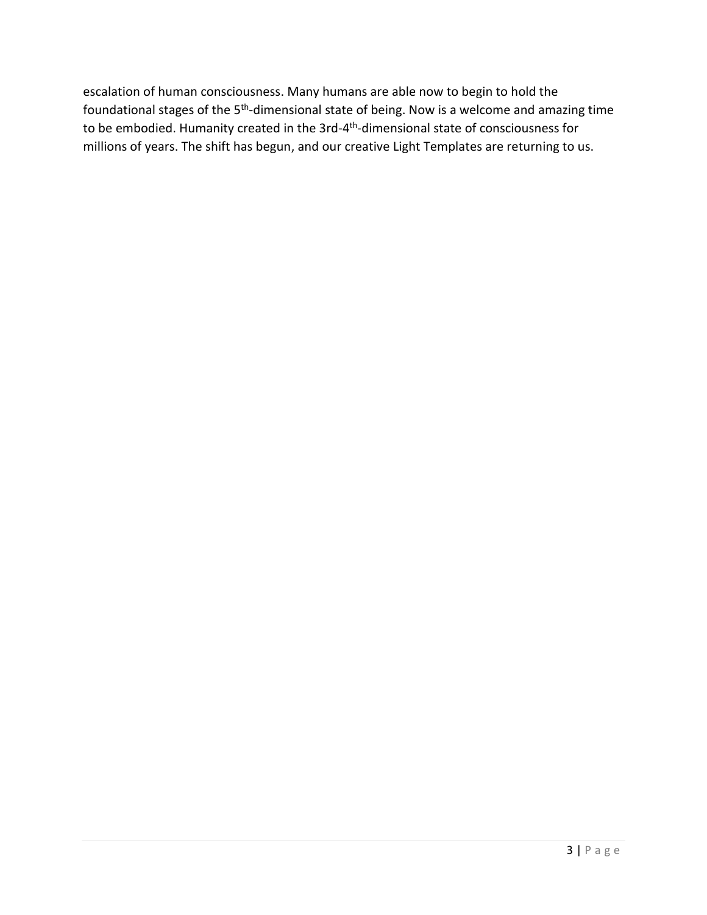escalation of human consciousness. Many humans are able now to begin to hold the foundational stages of the 5th-dimensional state of being. Now is a welcome and amazing time to be embodied. Humanity created in the 3rd-4th-dimensional state of consciousness for millions of years. The shift has begun, and our creative Light Templates are returning to us.